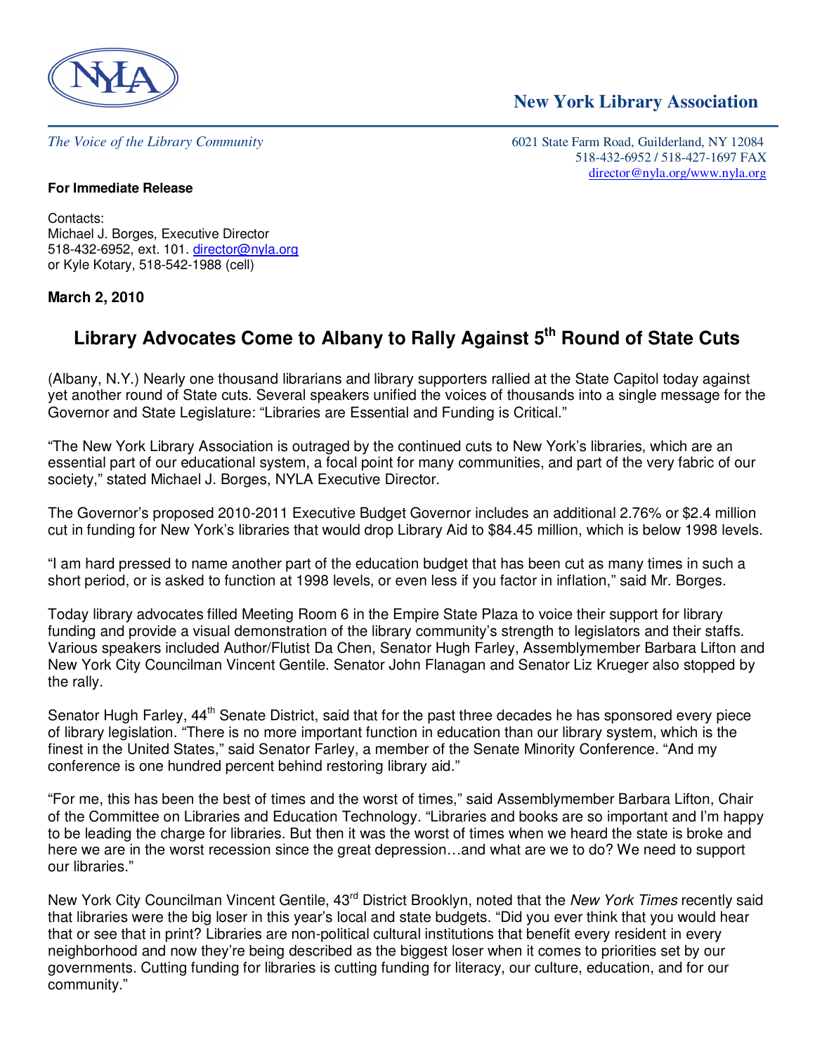**New York Library Association**

*The Voice of the Library Community*

6021 State Farm Road, Guilderland, NY 12084
518-432-6952 / 518-427-1697 FAX
director@nyla.org/www.nyla.org

**For Immediate Release**

Contacts:
Michael J. Borges, Executive Director
518-432-6952, ext. 101. director@nyla.org
or Kyle Kotary, 518-542-1988 (cell)

**March 2, 2010**

# Library Advocates Come to Albany to Rally Against 5th Round of State Cuts

(Albany, N.Y.) Nearly one thousand librarians and library supporters rallied at the State Capitol today against yet another round of State cuts. Several speakers unified the voices of thousands into a single message for the Governor and State Legislature: "Libraries are Essential and Funding is Critical."

"The New York Library Association is outraged by the continued cuts to New York's libraries, which are an essential part of our educational system, a focal point for many communities, and part of the very fabric of our society," stated Michael J. Borges, NYLA Executive Director.

The Governor's proposed 2010-2011 Executive Budget Governor includes an additional 2.76% or $2.4 million cut in funding for New York's libraries that would drop Library Aid to $84.45 million, which is below 1998 levels.

"I am hard pressed to name another part of the education budget that has been cut as many times in such a short period, or is asked to function at 1998 levels, or even less if you factor in inflation," said Mr. Borges.

Today library advocates filled Meeting Room 6 in the Empire State Plaza to voice their support for library funding and provide a visual demonstration of the library community's strength to legislators and their staffs. Various speakers included Author/Flutist Da Chen, Senator Hugh Farley, Assemblymember Barbara Lifton and New York City Councilman Vincent Gentile. Senator John Flanagan and Senator Liz Krueger also stopped by the rally.

Senator Hugh Farley, 44th Senate District, said that for the past three decades he has sponsored every piece of library legislation. "There is no more important function in education than our library system, which is the finest in the United States," said Senator Farley, a member of the Senate Minority Conference. "And my conference is one hundred percent behind restoring library aid."

"For me, this has been the best of times and the worst of times," said Assemblymember Barbara Lifton, Chair of the Committee on Libraries and Education Technology. "Libraries and books are so important and I'm happy to be leading the charge for libraries. But then it was the worst of times when we heard the state is broke and here we are in the worst recession since the great depression…and what are we to do? We need to support our libraries."

New York City Councilman Vincent Gentile, 43rd District Brooklyn, noted that the *New York Times* recently said that libraries were the big loser in this year's local and state budgets. "Did you ever think that you would hear that or see that in print? Libraries are non-political cultural institutions that benefit every resident in every neighborhood and now they're being described as the biggest loser when it comes to priorities set by our governments. Cutting funding for libraries is cutting funding for literacy, our culture, education, and for our community."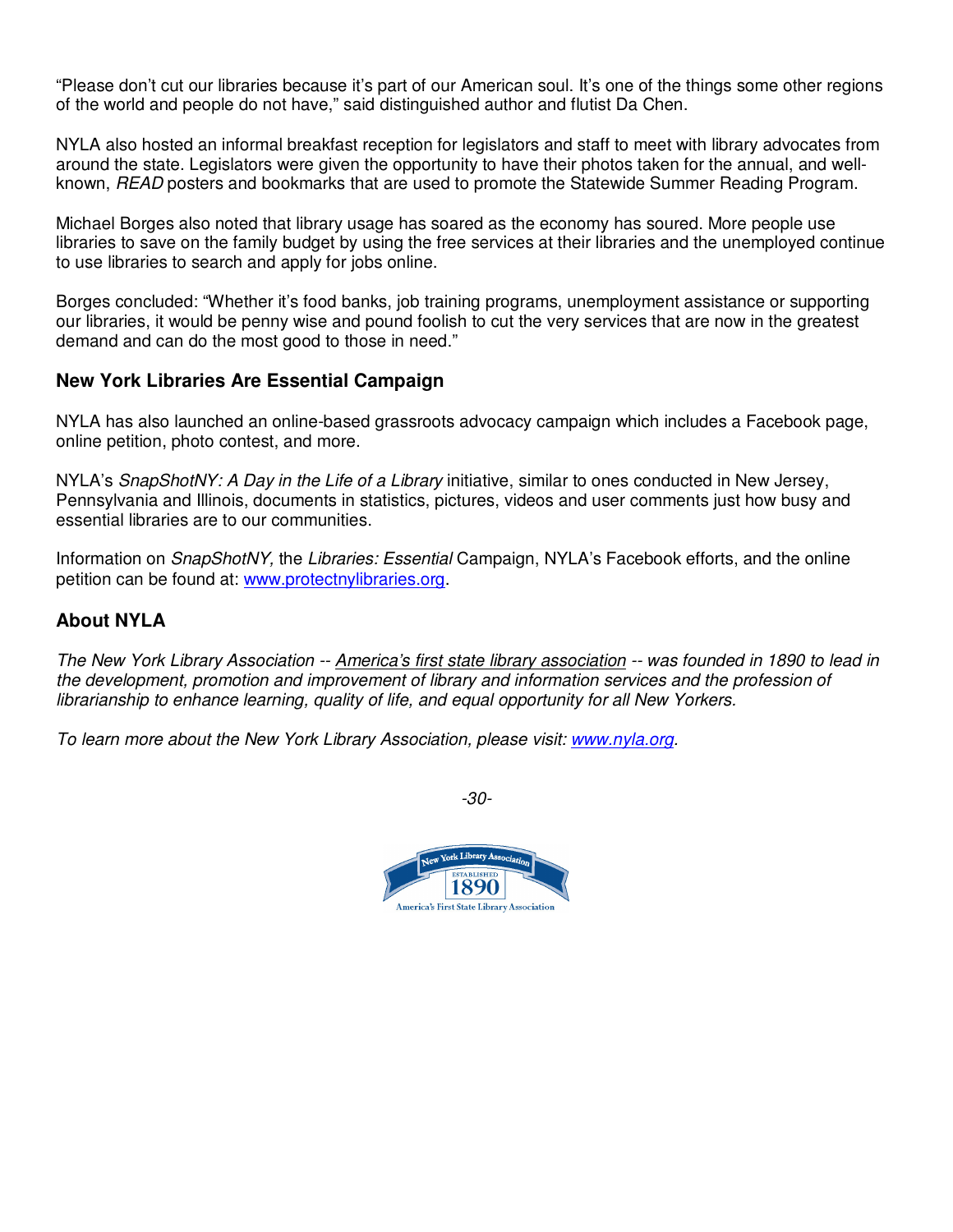"Please don't cut our libraries because it's part of our American soul. It's one of the things some other regions of the world and people do not have," said distinguished author and flutist Da Chen.

NYLA also hosted an informal breakfast reception for legislators and staff to meet with library advocates from around the state. Legislators were given the opportunity to have their photos taken for the annual, and well-known, *READ* posters and bookmarks that are used to promote the Statewide Summer Reading Program.

Michael Borges also noted that library usage has soared as the economy has soured. More people use libraries to save on the family budget by using the free services at their libraries and the unemployed continue to use libraries to search and apply for jobs online.

Borges concluded: "Whether it's food banks, job training programs, unemployment assistance or supporting our libraries, it would be penny wise and pound foolish to cut the very services that are now in the greatest demand and can do the most good to those in need."

## New York Libraries Are Essential Campaign

NYLA has also launched an online-based grassroots advocacy campaign which includes a Facebook page, online petition, photo contest, and more.

NYLA's *SnapShotNY: A Day in the Life of a Library* initiative, similar to ones conducted in New Jersey, Pennsylvania and Illinois, documents in statistics, pictures, videos and user comments just how busy and essential libraries are to our communities.

Information on *SnapShotNY,* the *Libraries: Essential* Campaign, NYLA's Facebook efforts, and the online petition can be found at: www.protectnylibraries.org.

## About NYLA

*The New York Library Association -- America's first state library association -- was founded in 1890 to lead in the development, promotion and improvement of library and information services and the profession of librarianship to enhance learning, quality of life, and equal opportunity for all New Yorkers.*

*To learn more about the New York Library Association, please visit: www.nyla.org.*

*-30-*

New York Library Association
ESTABLISHED 1890
America's First State Library Association